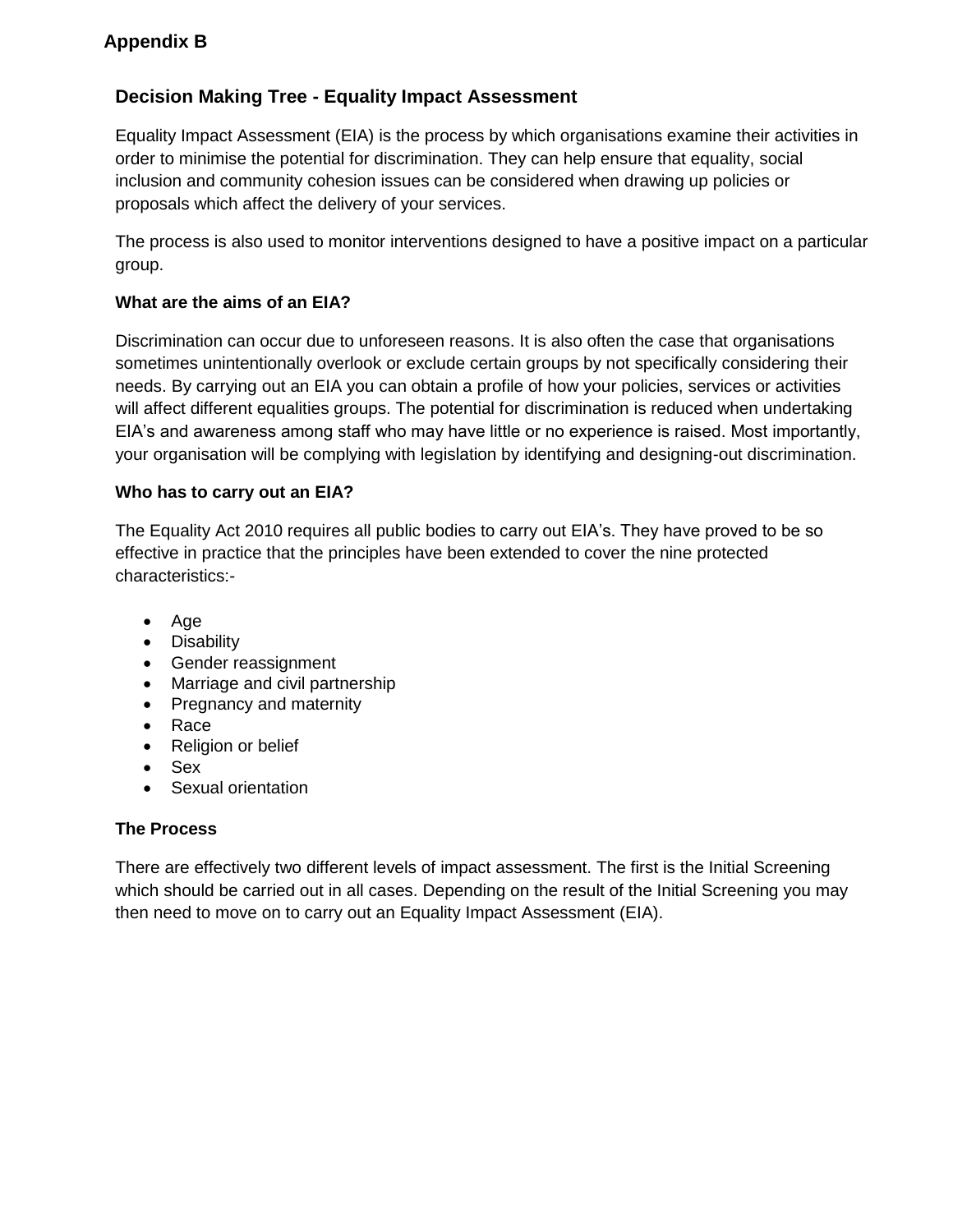## Appendix B

### Decision Making Tree - Equality Impact Assessment

Equality Impact Assessment (EIA) is the process by which organisations examine their activities in order to minimise the potential for discrimination. They can help ensure that equality, social inclusion and community cohesion issues can be considered when drawing up policies or proposals which affect the delivery of your services.

The process is also used to monitor interventions designed to have a positive impact on a particular group.

**What are the aims of an EIA?**

Discrimination can occur due to unforeseen reasons. It is also often the case that organisations sometimes unintentionally overlook or exclude certain groups by not specifically considering their needs. By carrying out an EIA you can obtain a profile of how your policies, services or activities will affect different equalities groups. The potential for discrimination is reduced when undertaking EIA's and awareness among staff who may have little or no experience is raised. Most importantly, your organisation will be complying with legislation by identifying and designing-out discrimination.

**Who has to carry out an EIA?**

The Equality Act 2010 requires all public bodies to carry out EIA's. They have proved to be so effective in practice that the principles have been extended to cover the nine protected characteristics:-

- Age
- Disability
- Gender reassignment
- Marriage and civil partnership
- Pregnancy and maternity
- Race
- Religion or belief
- Sex
- Sexual orientation

**The Process**

There are effectively two different levels of impact assessment. The first is the Initial Screening which should be carried out in all cases. Depending on the result of the Initial Screening you may then need to move on to carry out an Equality Impact Assessment (EIA).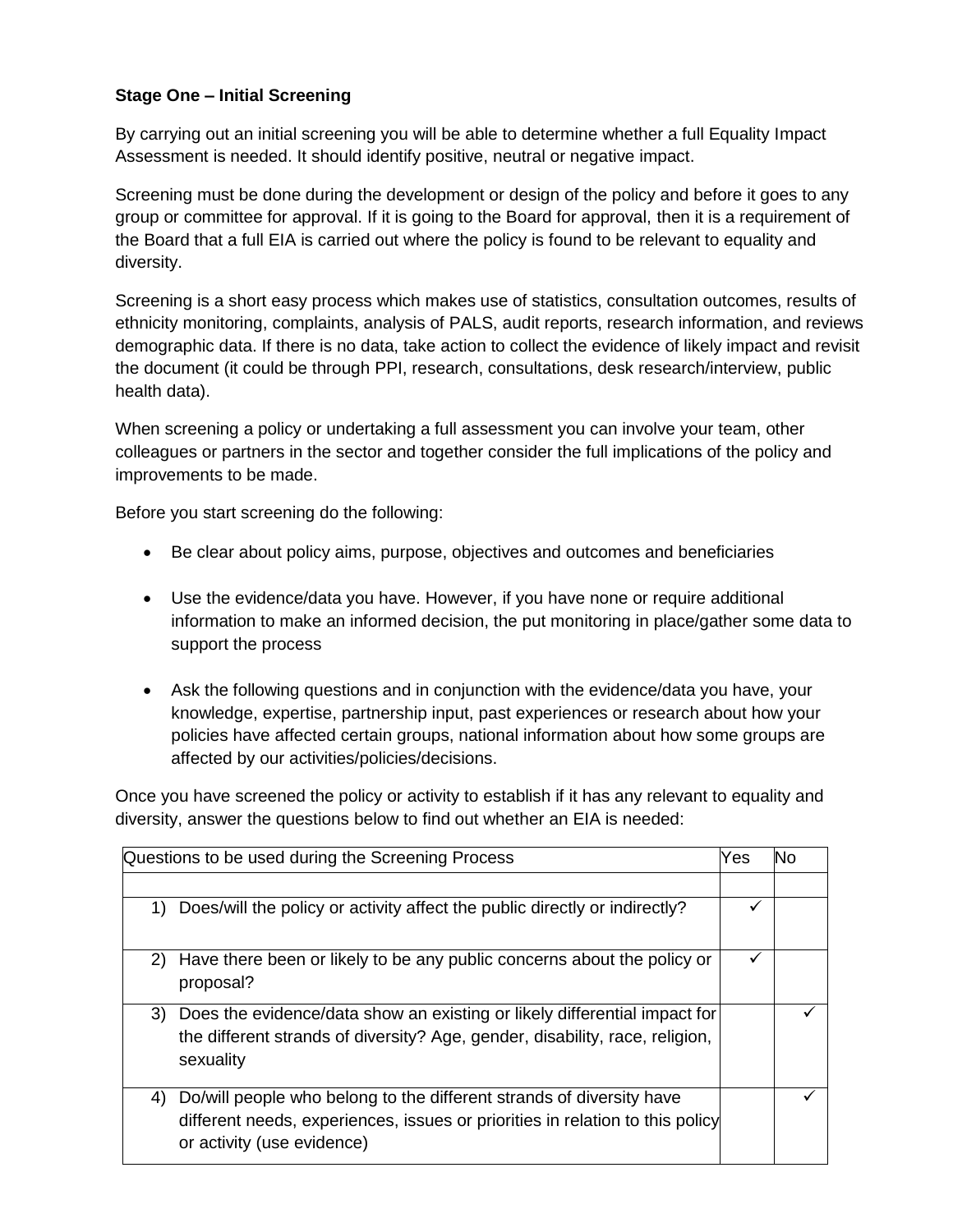**Stage One – Initial Screening**

By carrying out an initial screening you will be able to determine whether a full Equality Impact Assessment is needed. It should identify positive, neutral or negative impact.

Screening must be done during the development or design of the policy and before it goes to any group or committee for approval. If it is going to the Board for approval, then it is a requirement of the Board that a full EIA is carried out where the policy is found to be relevant to equality and diversity.

Screening is a short easy process which makes use of statistics, consultation outcomes, results of ethnicity monitoring, complaints, analysis of PALS, audit reports, research information, and reviews demographic data. If there is no data, take action to collect the evidence of likely impact and revisit the document (it could be through PPI, research, consultations, desk research/interview, public health data).

When screening a policy or undertaking a full assessment you can involve your team, other colleagues or partners in the sector and together consider the full implications of the policy and improvements to be made.

Before you start screening do the following:

- Be clear about policy aims, purpose, objectives and outcomes and beneficiaries
- Use the evidence/data you have. However, if you have none or require additional information to make an informed decision, the put monitoring in place/gather some data to support the process
- Ask the following questions and in conjunction with the evidence/data you have, your knowledge, expertise, partnership input, past experiences or research about how your policies have affected certain groups, national information about how some groups are affected by our activities/policies/decisions.

Once you have screened the policy or activity to establish if it has any relevant to equality and diversity, answer the questions below to find out whether an EIA is needed:

| Questions to be used during the Screening Process | Yes | No |
|---|---|---|
| | | |
| 1) Does/will the policy or activity affect the public directly or indirectly? | ✓ | |
| 2) Have there been or likely to be any public concerns about the policy or proposal? | ✓ | |
| 3) Does the evidence/data show an existing or likely differential impact for the different strands of diversity? Age, gender, disability, race, religion, sexuality | | ✓ |
| 4) Do/will people who belong to the different strands of diversity have different needs, experiences, issues or priorities in relation to this policy or activity (use evidence) | | ✓ |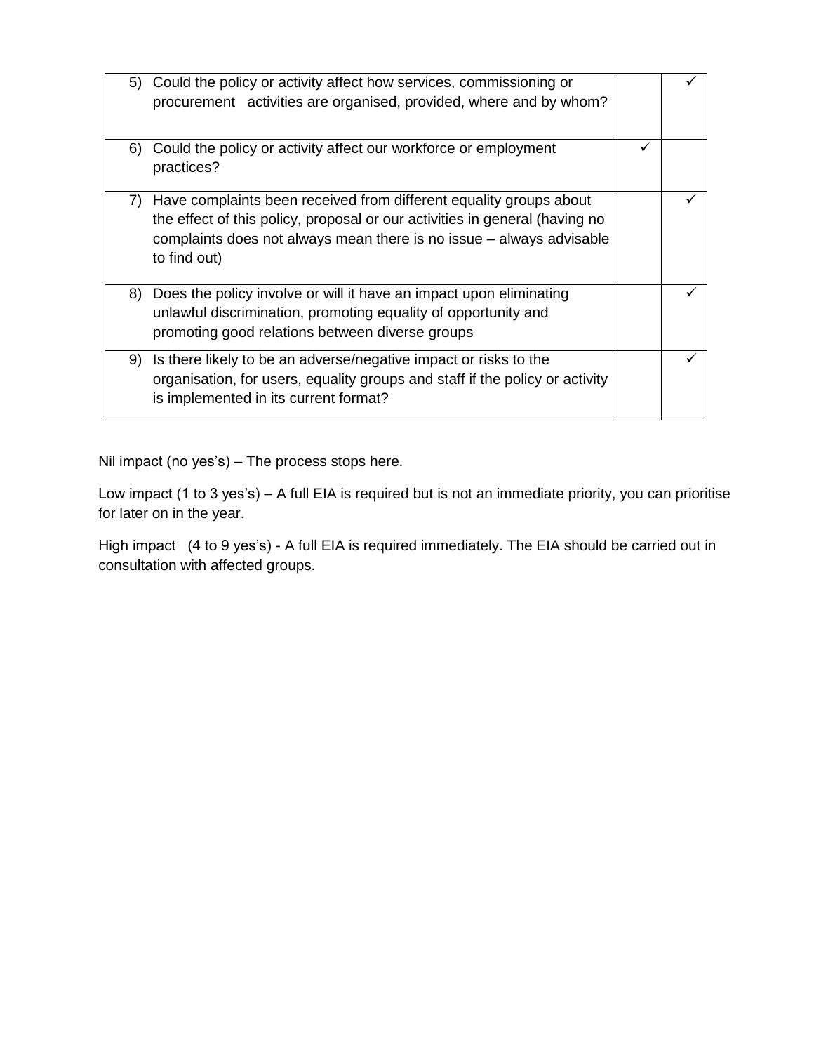| | | |
|---|---|---|
| 5) Could the policy or activity affect how services, commissioning or procurement activities are organised, provided, where and by whom? | | ✓ |
| 6) Could the policy or activity affect our workforce or employment practices? | ✓ | |
| 7) Have complaints been received from different equality groups about the effect of this policy, proposal or our activities in general (having no complaints does not always mean there is no issue – always advisable to find out) | | ✓ |
| 8) Does the policy involve or will it have an impact upon eliminating unlawful discrimination, promoting equality of opportunity and promoting good relations between diverse groups | | ✓ |
| 9) Is there likely to be an adverse/negative impact or risks to the organisation, for users, equality groups and staff if the policy or activity is implemented in its current format? | | ✓ |

Nil impact (no yes's) – The process stops here.

Low impact (1 to 3 yes's) – A full EIA is required but is not an immediate priority, you can prioritise for later on in the year.

High impact (4 to 9 yes's) - A full EIA is required immediately. The EIA should be carried out in consultation with affected groups.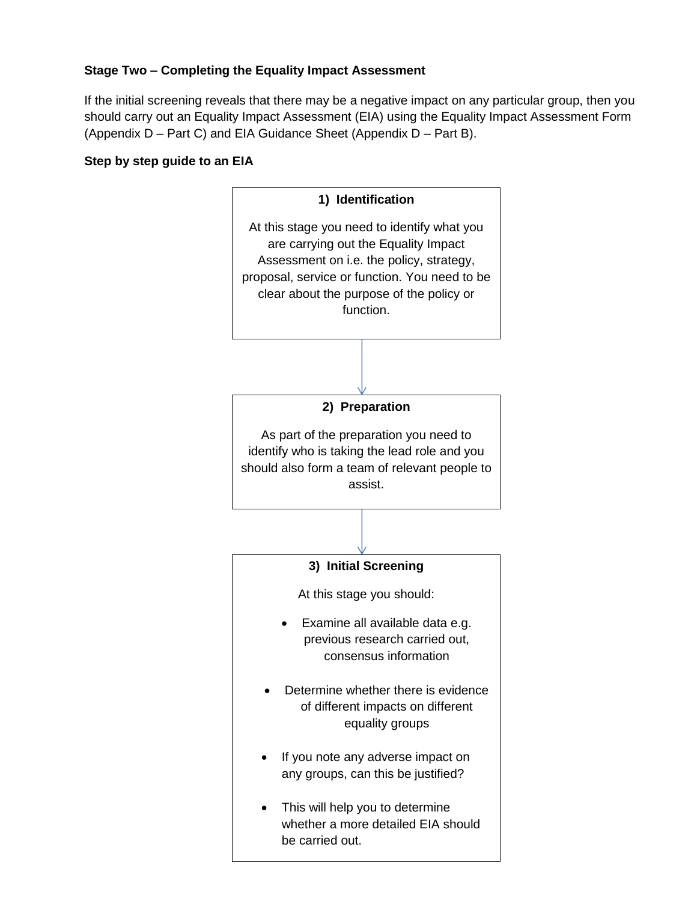**Stage Two – Completing the Equality Impact Assessment**

If the initial screening reveals that there may be a negative impact on any particular group, then you should carry out an Equality Impact Assessment (EIA) using the Equality Impact Assessment Form (Appendix D – Part C) and EIA Guidance Sheet (Appendix D – Part B).

**Step by step guide to an EIA**

**1) Identification**

At this stage you need to identify what you are carrying out the Equality Impact Assessment on i.e. the policy, strategy, proposal, service or function. You need to be clear about the purpose of the policy or function.

↓

**2) Preparation**

As part of the preparation you need to identify who is taking the lead role and you should also form a team of relevant people to assist.

↓

**3) Initial Screening**

At this stage you should:

- Examine all available data e.g. previous research carried out, consensus information
- Determine whether there is evidence of different impacts on different equality groups
- If you note any adverse impact on any groups, can this be justified?
- This will help you to determine whether a more detailed EIA should be carried out.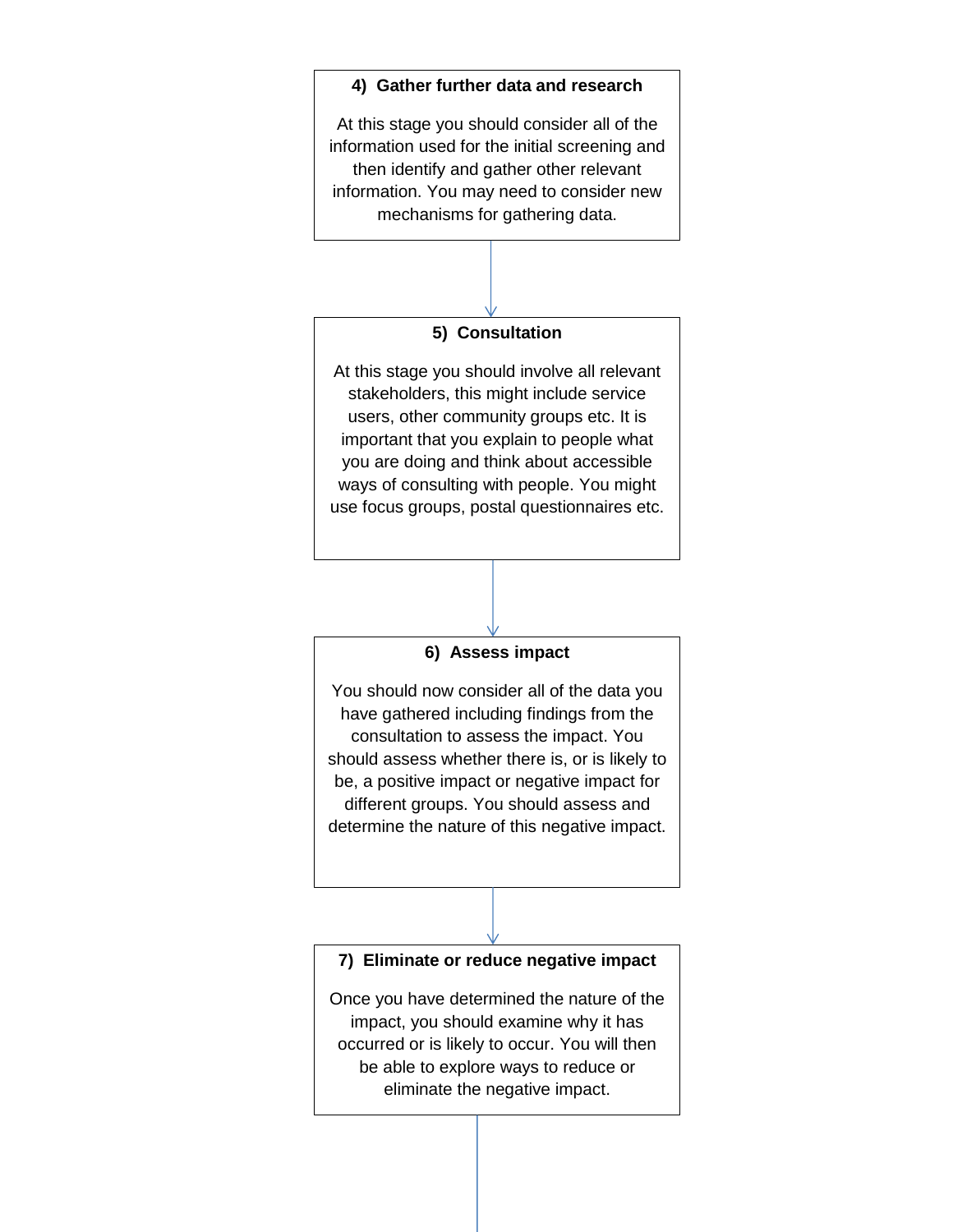**4) Gather further data and research**

At this stage you should consider all of the information used for the initial screening and then identify and gather other relevant information. You may need to consider new mechanisms for gathering data.

↓

**5) Consultation**

At this stage you should involve all relevant stakeholders, this might include service users, other community groups etc. It is important that you explain to people what you are doing and think about accessible ways of consulting with people. You might use focus groups, postal questionnaires etc.

↓

**6) Assess impact**

You should now consider all of the data you have gathered including findings from the consultation to assess the impact. You should assess whether there is, or is likely to be, a positive impact or negative impact for different groups. You should assess and determine the nature of this negative impact.

↓

**7) Eliminate or reduce negative impact**

Once you have determined the nature of the impact, you should examine why it has occurred or is likely to occur. You will then be able to explore ways to reduce or eliminate the negative impact.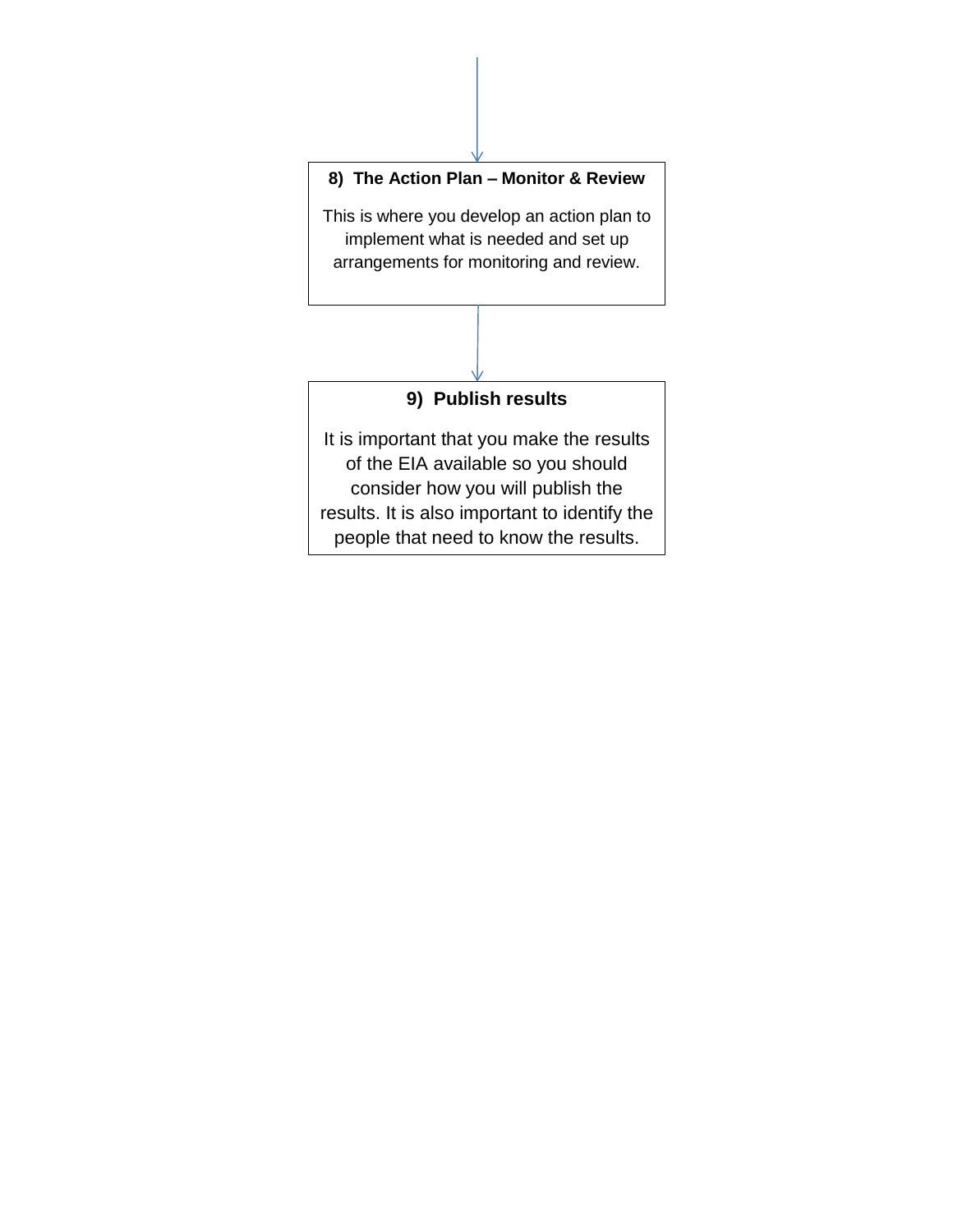**8) The Action Plan – Monitor & Review**

This is where you develop an action plan to implement what is needed and set up arrangements for monitoring and review.

**9) Publish results**

It is important that you make the results of the EIA available so you should consider how you will publish the results. It is also important to identify the people that need to know the results.